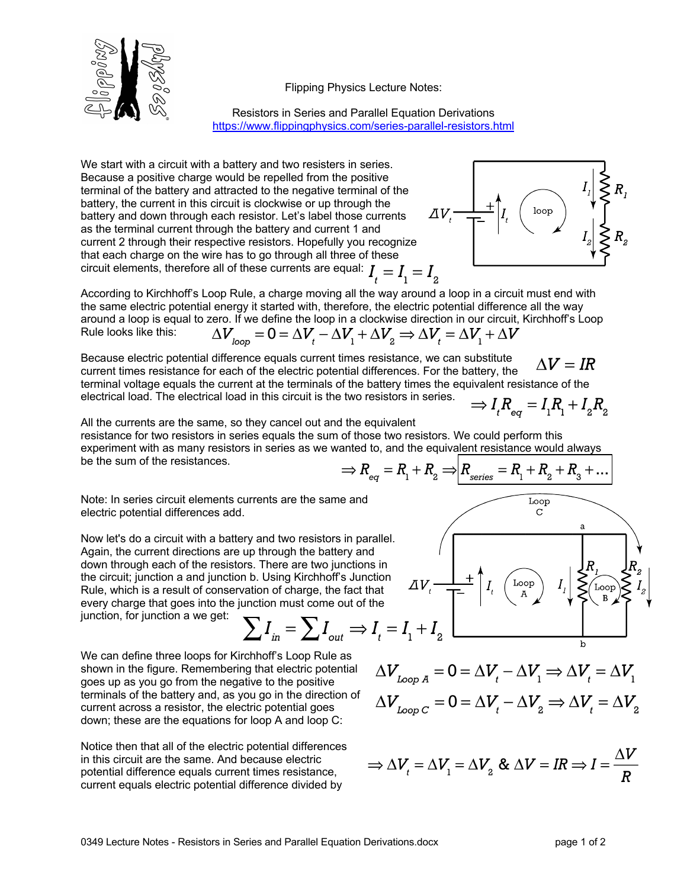Flipping Physics Lecture Notes:

Resistors in Series and Parallel Equation Derivations
https://www.flippingphysics.com/series-parallel-resistors.html

We start with a circuit with a battery and two resisters in series. Because a positive charge would be repelled from the positive terminal of the battery and attracted to the negative terminal of the battery, the current in this circuit is clockwise or up through the battery and down through each resistor. Let's label those currents as the terminal current through the battery and current 1 and current 2 through their respective resistors. Hopefully you recognize that each charge on the wire has to go through all three of these circuit elements, therefore all of these currents are equal: $I_t = I_1 = I_2$

According to Kirchhoff's Loop Rule, a charge moving all the way around a loop in a circuit must end with the same electric potential energy it started with, therefore, the electric potential difference all the way around a loop is equal to zero. If we define the loop in a clockwise direction in our circuit, Kirchhoff's Loop Rule looks like this:

$$\Delta V_{loop} = 0 = \Delta V_t - \Delta V_1 + \Delta V_2 \Rightarrow \Delta V_t = \Delta V_1 + \Delta V$$

Because electric potential difference equals current times resistance, we can substitute current times resistance for each of the electric potential differences. For the battery, the terminal voltage equals the current at the terminals of the battery times the equivalent resistance of the electrical load. The electrical load in this circuit is the two resistors in series.

$$\Delta V = IR$$

$$\Rightarrow I_t R_{eq} = I_1 R_1 + I_2 R_2$$

All the currents are the same, so they cancel out and the equivalent resistance for two resistors in series equals the sum of those two resistors. We could perform this experiment with as many resistors in series as we wanted to, and the equivalent resistance would always be the sum of the resistances.

$$\Rightarrow R_{eq} = R_1 + R_2 \Rightarrow \boxed{R_{series} = R_1 + R_2 + R_3 + \ldots}$$

Note: In series circuit elements currents are the same and electric potential differences add.

Now let's do a circuit with a battery and two resistors in parallel. Again, the current directions are up through the battery and down through each of the resistors. There are two junctions in the circuit; junction a and junction b. Using Kirchhoff's Junction Rule, which is a result of conservation of charge, the fact that every charge that goes into the junction must come out of the junction, for junction a we get:

$$\sum I_{in} = \sum I_{out} \Rightarrow I_t = I_1 + I_2$$

We can define three loops for Kirchhoff's Loop Rule as shown in the figure. Remembering that electric potential goes up as you go from the negative to the positive terminals of the battery and, as you go in the direction of current across a resistor, the electric potential goes down; these are the equations for loop A and loop C:

$$\Delta V_{Loop\,A} = 0 = \Delta V_t - \Delta V_1 \Rightarrow \Delta V_t = \Delta V_1$$

$$\Delta V_{Loop\,C} = 0 = \Delta V_t - \Delta V_2 \Rightarrow \Delta V_t = \Delta V_2$$

Notice then that all of the electric potential differences in this circuit are the same. And because electric potential difference equals current times resistance, current equals electric potential difference divided by

$$\Rightarrow \Delta V_t = \Delta V_1 = \Delta V_2 \ \& \ \Delta V = IR \Rightarrow I = \frac{\Delta V}{R}$$

0349 Lecture Notes - Resistors in Series and Parallel Equation Derivations.docx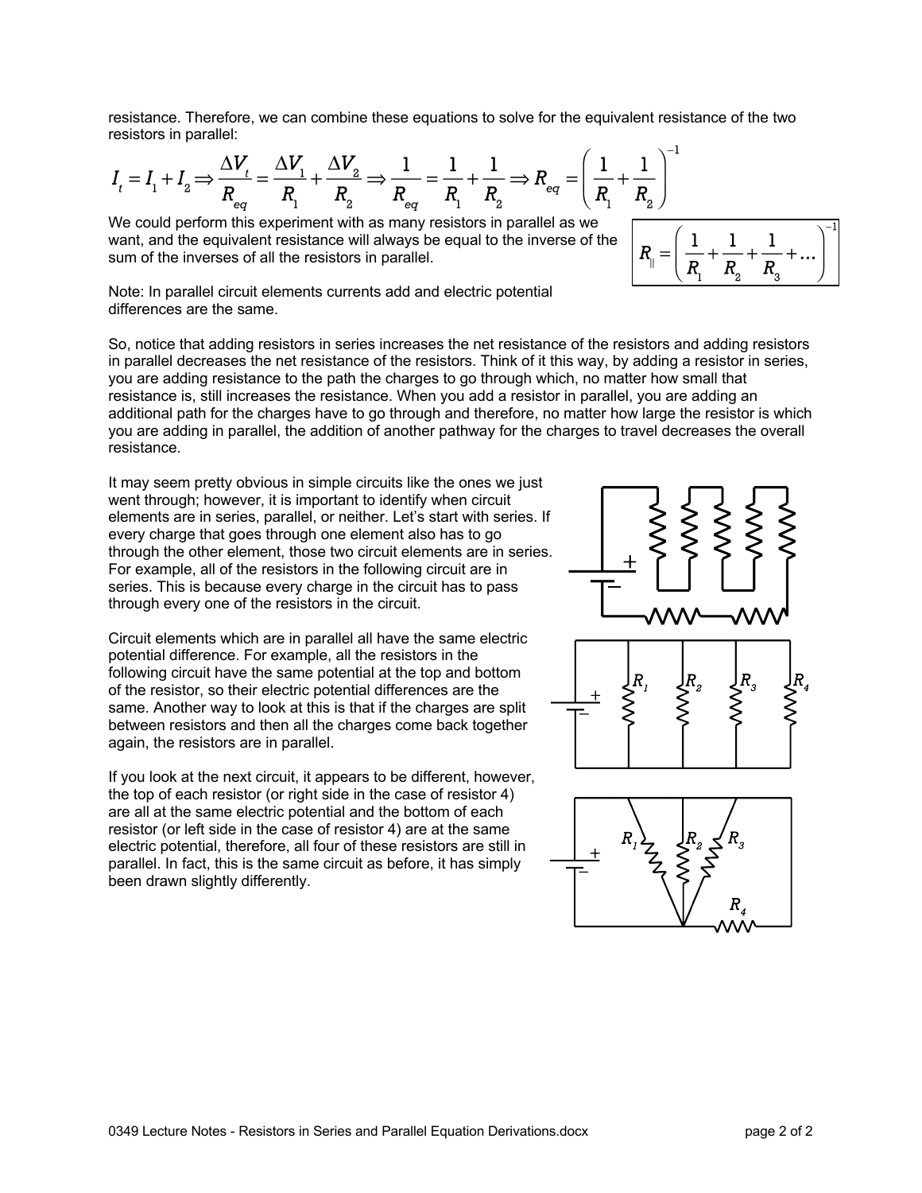resistance. Therefore, we can combine these equations to solve for the equivalent resistance of the two resistors in parallel:

$$I_t = I_1 + I_2 \Rightarrow \frac{\Delta V_t}{R_{eq}} = \frac{\Delta V_1}{R_1} + \frac{\Delta V_2}{R_2} \Rightarrow \frac{1}{R_{eq}} = \frac{1}{R_1} + \frac{1}{R_2} \Rightarrow R_{eq} = \left(\frac{1}{R_1} + \frac{1}{R_2}\right)^{-1}$$

We could perform this experiment with as many resistors in parallel as we want, and the equivalent resistance will always be equal to the inverse of the sum of the inverses of all the resistors in parallel.

$$R_{\parallel} = \left(\frac{1}{R_1} + \frac{1}{R_2} + \frac{1}{R_3} + \dots\right)^{-1}$$

Note: In parallel circuit elements currents add and electric potential differences are the same.

So, notice that adding resistors in series increases the net resistance of the resistors and adding resistors in parallel decreases the net resistance of the resistors. Think of it this way, by adding a resistor in series, you are adding resistance to the path the charges to go through which, no matter how small that resistance is, still increases the resistance. When you add a resistor in parallel, you are adding an additional path for the charges have to go through and therefore, no matter how large the resistor is which you are adding in parallel, the addition of another pathway for the charges to travel decreases the overall resistance.

It may seem pretty obvious in simple circuits like the ones we just went through; however, it is important to identify when circuit elements are in series, parallel, or neither. Let's start with series. If every charge that goes through one element also has to go through the other element, those two circuit elements are in series. For example, all of the resistors in the following circuit are in series. This is because every charge in the circuit has to pass through every one of the resistors in the circuit.

Circuit elements which are in parallel all have the same electric potential difference. For example, all the resistors in the following circuit have the same potential at the top and bottom of the resistor, so their electric potential differences are the same. Another way to look at this is that if the charges are split between resistors and then all the charges come back together again, the resistors are in parallel.

$R_1$ $R_2$ $R_3$ $R_4$

If you look at the next circuit, it appears to be different, however, the top of each resistor (or right side in the case of resistor 4) are all at the same electric potential and the bottom of each resistor (or left side in the case of resistor 4) are at the same electric potential, therefore, all four of these resistors are still in parallel. In fact, this is the same circuit as before, it has simply been drawn slightly differently.

$R_1$ $R_2$ $R_3$ $R_4$